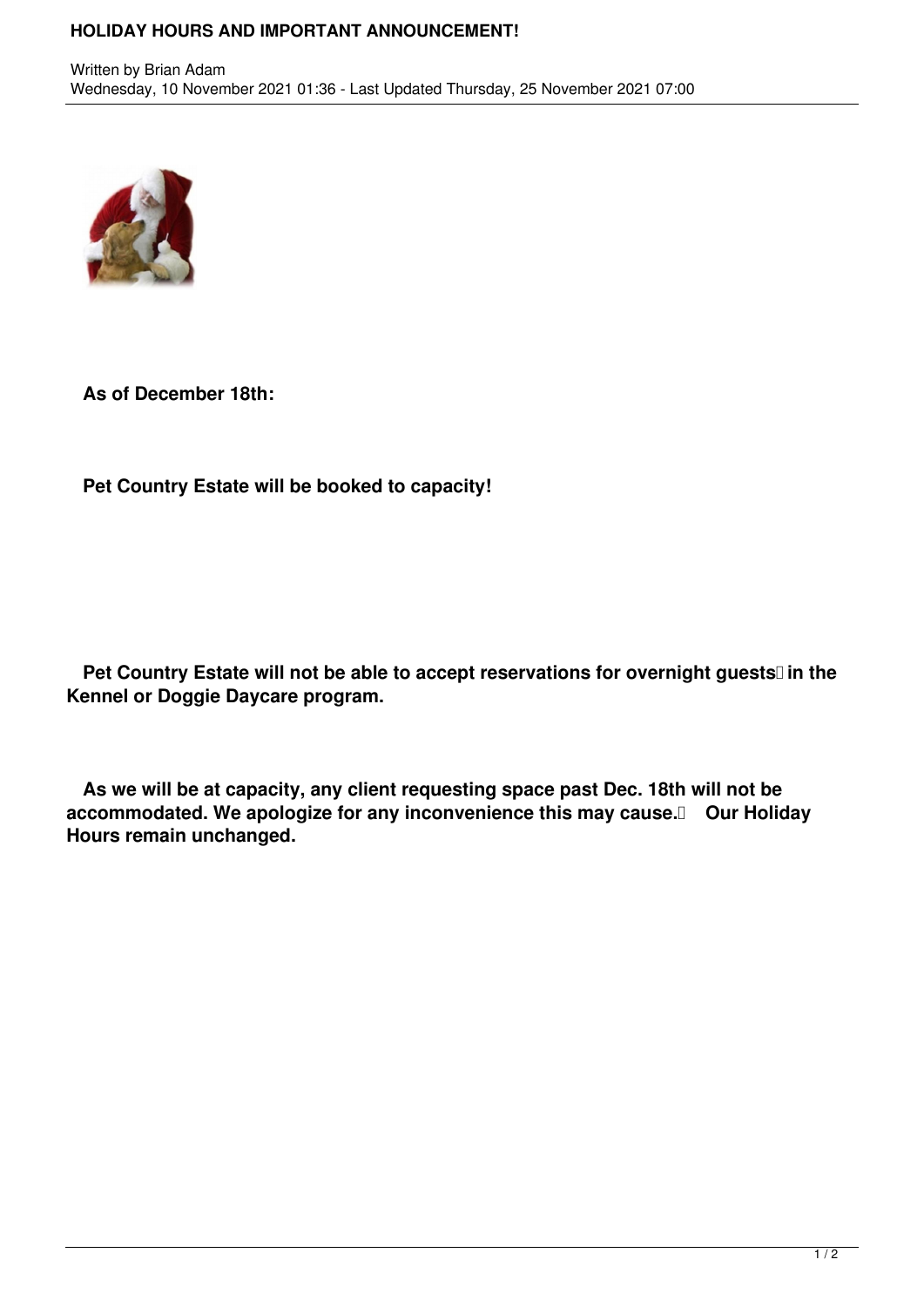# HOLIDAY HOURS AND IMPORTANT ANNOUNCEMENT!

Written by Brian Adam
Wednesday, 10 November 2021 01:36 - Last Updated Thursday, 25 November 2021 07:00

**As of December 18th:**

**Pet Country Estate will be booked to capacity!**

**Pet Country Estate will not be able to accept reservations for overnight guests in the Kennel or Doggie Daycare program.**

**As we will be at capacity, any client requesting space past Dec. 18th will not be accommodated. We apologize for any inconvenience this may cause. Our Holiday Hours remain unchanged.**